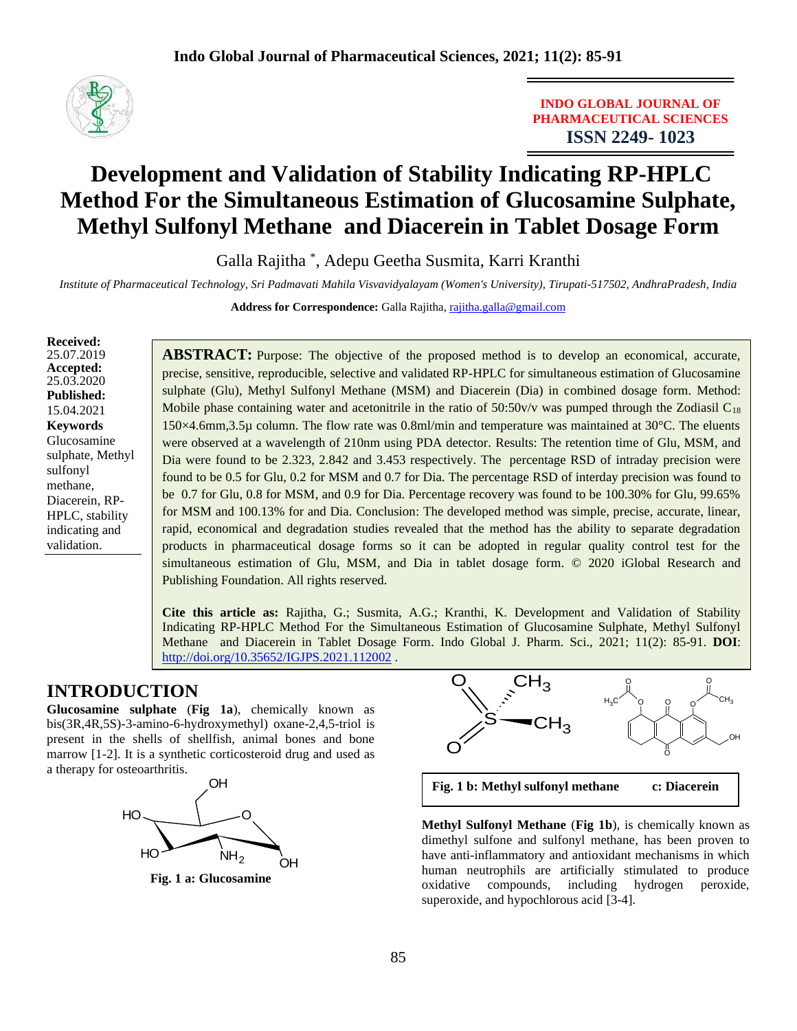INDO GLOBAL JOURNAL OF PHARMACEUTICAL SCIENCES
ISSN 2249- 1023

# Development and Validation of Stability Indicating RP-HPLC Method For the Simultaneous Estimation of Glucosamine Sulphate, Methyl Sulfonyl Methane and Diacerein in Tablet Dosage Form

Galla Rajitha *, Adepu Geetha Susmita, Karri Kranthi

*Institute of Pharmaceutical Technology, Sri Padmavati Mahila Visvavidyalayam (Women's University), Tirupati-517502, AndhraPradesh, India*

**Address for Correspondence:** Galla Rajitha, rajitha.galla@gmail.com

**Received:** 25.07.2019
**Accepted:** 25.03.2020
**Published:** 15.04.2021

**Keywords**
Glucosamine sulphate, Methyl sulfonyl methane, Diacerein, RP-HPLC, stability indicating and validation.

**ABSTRACT:** Purpose: The objective of the proposed method is to develop an economical, accurate, precise, sensitive, reproducible, selective and validated RP-HPLC for simultaneous estimation of Glucosamine sulphate (Glu), Methyl Sulfonyl Methane (MSM) and Diacerein (Dia) in combined dosage form. Method: Mobile phase containing water and acetonitrile in the ratio of 50:50v/v was pumped through the Zodiasil $C_{18}$ 150×4.6mm,3.5µ column. The flow rate was 0.8ml/min and temperature was maintained at 30°C. The eluents were observed at a wavelength of 210nm using PDA detector. Results: The retention time of Glu, MSM, and Dia were found to be 2.323, 2.842 and 3.453 respectively. The percentage RSD of intraday precision were found to be 0.5 for Glu, 0.2 for MSM and 0.7 for Dia. The percentage RSD of interday precision was found to be 0.7 for Glu, 0.8 for MSM, and 0.9 for Dia. Percentage recovery was found to be 100.30% for Glu, 99.65% for MSM and 100.13% for and Dia. Conclusion: The developed method was simple, precise, accurate, linear, rapid, economical and degradation studies revealed that the method has the ability to separate degradation products in pharmaceutical dosage forms so it can be adopted in regular quality control test for the simultaneous estimation of Glu, MSM, and Dia in tablet dosage form. © 2020 iGlobal Research and Publishing Foundation. All rights reserved.

**Cite this article as:** Rajitha, G.; Susmita, A.G.; Kranthi, K. Development and Validation of Stability Indicating RP-HPLC Method For the Simultaneous Estimation of Glucosamine Sulphate, Methyl Sulfonyl Methane and Diacerein in Tablet Dosage Form. Indo Global J. Pharm. Sci., 2021; 11(2): 85-91. **DOI**: http://doi.org/10.35652/IGJPS.2021.112002 .

## INTRODUCTION

**Glucosamine sulphate** (**Fig 1a**), chemically known as bis(3R,4R,5S)-3-amino-6-hydroxymethyl) oxane-2,4,5-triol is present in the shells of shellfish, animal bones and bone marrow [1-2]. It is a synthetic corticosteroid drug and used as a therapy for osteoarthritis.

**Fig. 1 a: Glucosamine**

**Fig. 1 b: Methyl sulfonyl methane** **c: Diacerein**

**Methyl Sulfonyl Methane** (**Fig 1b**), is chemically known as dimethyl sulfone and sulfonyl methane, has been proven to have anti-inflammatory and antioxidant mechanisms in which human neutrophils are artificially stimulated to produce oxidative compounds, including hydrogen peroxide, superoxide, and hypochlorous acid [3-4].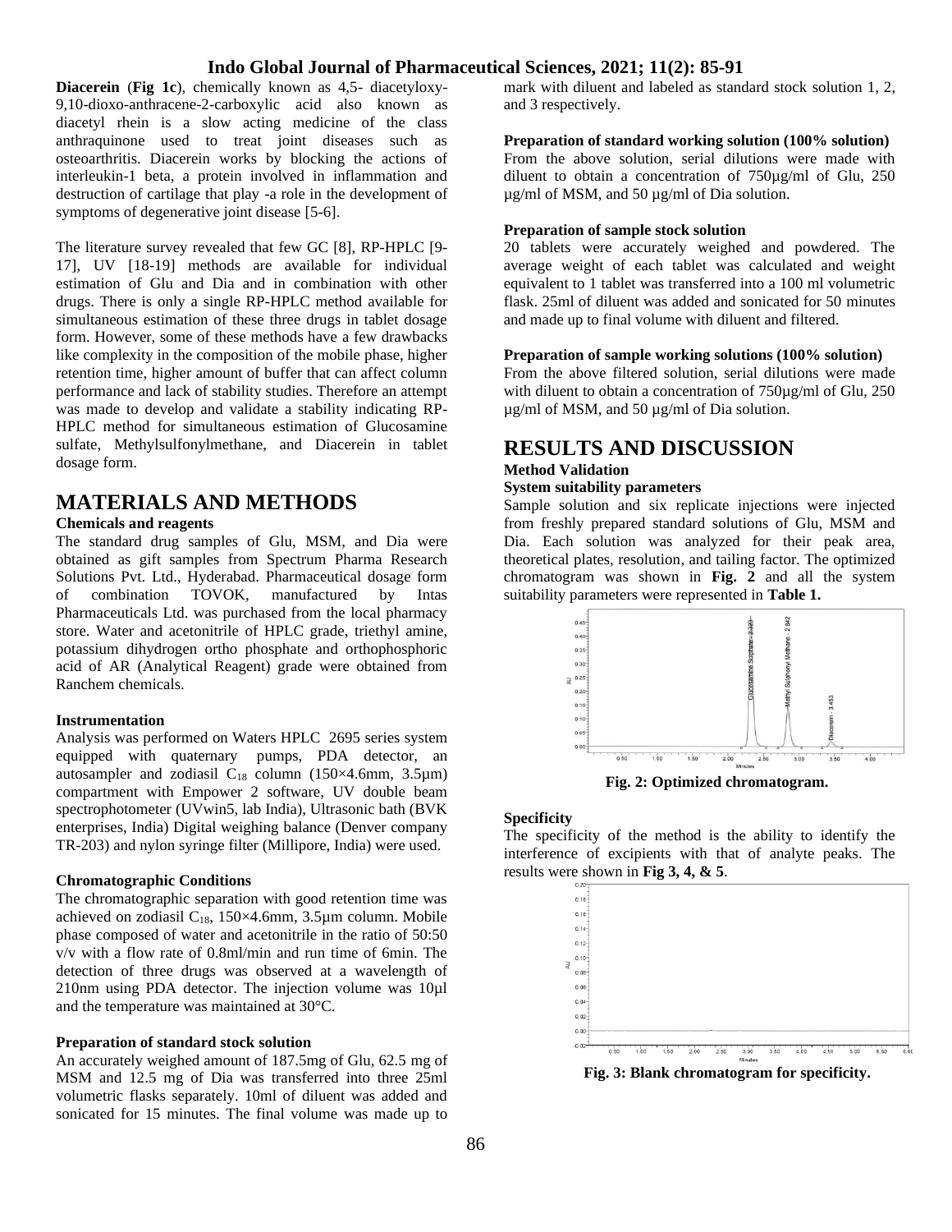**Diacerein** (**Fig 1c**), chemically known as 4,5- diacetyloxy-9,10-dioxo-anthracene-2-carboxylic acid also known as diacetyl rhein is a slow acting medicine of the class anthraquinone used to treat joint diseases such as osteoarthritis. Diacerein works by blocking the actions of interleukin-1 beta, a protein involved in inflammation and destruction of cartilage that play -a role in the development of symptoms of degenerative joint disease [5-6].

The literature survey revealed that few GC [8], RP-HPLC [9-17], UV [18-19] methods are available for individual estimation of Glu and Dia and in combination with other drugs. There is only a single RP-HPLC method available for simultaneous estimation of these three drugs in tablet dosage form. However, some of these methods have a few drawbacks like complexity in the composition of the mobile phase, higher retention time, higher amount of buffer that can affect column performance and lack of stability studies. Therefore an attempt was made to develop and validate a stability indicating RP-HPLC method for simultaneous estimation of Glucosamine sulfate, Methylsulfonylmethane, and Diacerein in tablet dosage form.

# MATERIALS AND METHODS

### Chemicals and reagents

The standard drug samples of Glu, MSM, and Dia were obtained as gift samples from Spectrum Pharma Research Solutions Pvt. Ltd., Hyderabad. Pharmaceutical dosage form of combination TOVOK, manufactured by Intas Pharmaceuticals Ltd. was purchased from the local pharmacy store. Water and acetonitrile of HPLC grade, triethyl amine, potassium dihydrogen ortho phosphate and orthophosphoric acid of AR (Analytical Reagent) grade were obtained from Ranchem chemicals.

### Instrumentation

Analysis was performed on Waters HPLC 2695 series system equipped with quaternary pumps, PDA detector, an autosampler and zodiasil $C_{18}$ column (150×4.6mm, 3.5µm) compartment with Empower 2 software, UV double beam spectrophotometer (UVwin5, lab India), Ultrasonic bath (BVK enterprises, India) Digital weighing balance (Denver company TR-203) and nylon syringe filter (Millipore, India) were used.

### Chromatographic Conditions

The chromatographic separation with good retention time was achieved on zodiasil $C_{18}$, 150×4.6mm, 3.5µm column. Mobile phase composed of water and acetonitrile in the ratio of 50:50 v/v with a flow rate of 0.8ml/min and run time of 6min. The detection of three drugs was observed at a wavelength of 210nm using PDA detector. The injection volume was 10µl and the temperature was maintained at 30°C.

### Preparation of standard stock solution

An accurately weighed amount of 187.5mg of Glu, 62.5 mg of MSM and 12.5 mg of Dia was transferred into three 25ml volumetric flasks separately. 10ml of diluent was added and sonicated for 15 minutes. The final volume was made up to mark with diluent and labeled as standard stock solution 1, 2, and 3 respectively.

### Preparation of standard working solution (100% solution)

From the above solution, serial dilutions were made with diluent to obtain a concentration of 750µg/ml of Glu, 250 µg/ml of MSM, and 50 µg/ml of Dia solution.

### Preparation of sample stock solution

20 tablets were accurately weighed and powdered. The average weight of each tablet was calculated and weight equivalent to 1 tablet was transferred into a 100 ml volumetric flask. 25ml of diluent was added and sonicated for 50 minutes and made up to final volume with diluent and filtered.

### Preparation of sample working solutions (100% solution)

From the above filtered solution, serial dilutions were made with diluent to obtain a concentration of 750µg/ml of Glu, 250 µg/ml of MSM, and 50 µg/ml of Dia solution.

# RESULTS AND DISCUSSION

## Method Validation

### System suitability parameters

Sample solution and six replicate injections were injected from freshly prepared standard solutions of Glu, MSM and Dia. Each solution was analyzed for their peak area, theoretical plates, resolution, and tailing factor. The optimized chromatogram was shown in **Fig. 2** and all the system suitability parameters were represented in **Table 1.**

**Fig. 2: Optimized chromatogram.**

### Specificity

The specificity of the method is the ability to identify the interference of excipients with that of analyte peaks. The results were shown in **Fig 3, 4, & 5**.

**Fig. 3: Blank chromatogram for specificity.**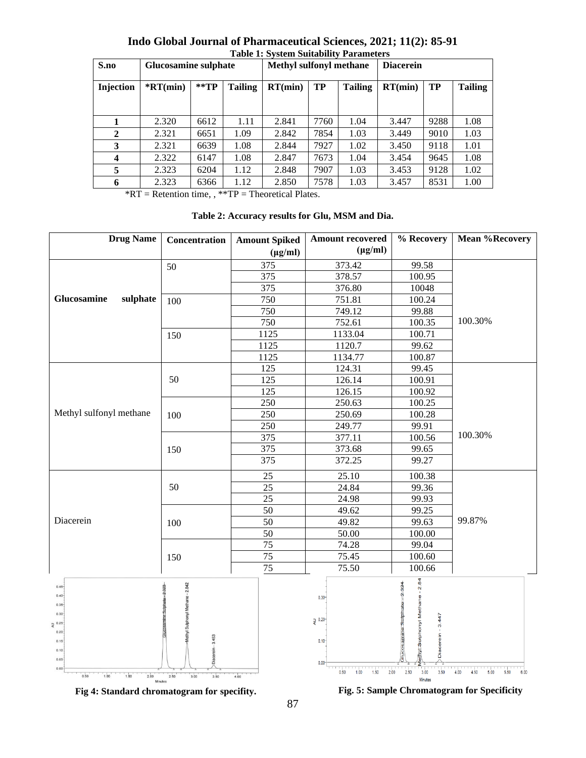**Table 1: System Suitability Parameters**

| S.no | Glucosamine sulphate | | | Methyl sulfonyl methane | | | Diacerein | | |
|---|---|---|---|---|---|---|---|---|---|
| Injection | *RT(min) | **TP | Tailing | RT(min) | TP | Tailing | RT(min) | TP | Tailing |
| 1 | 2.320 | 6612 | 1.11 | 2.841 | 7760 | 1.04 | 3.447 | 9288 | 1.08 |
| 2 | 2.321 | 6651 | 1.09 | 2.842 | 7854 | 1.03 | 3.449 | 9010 | 1.03 |
| 3 | 2.321 | 6639 | 1.08 | 2.844 | 7927 | 1.02 | 3.450 | 9118 | 1.01 |
| 4 | 2.322 | 6147 | 1.08 | 2.847 | 7673 | 1.04 | 3.454 | 9645 | 1.08 |
| 5 | 2.323 | 6204 | 1.12 | 2.848 | 7907 | 1.03 | 3.453 | 9128 | 1.02 |
| 6 | 2.323 | 6366 | 1.12 | 2.850 | 7578 | 1.03 | 3.457 | 8531 | 1.00 |

*RT = Retention time, , **TP = Theoretical Plates.

**Table 2: Accuracy results for Glu, MSM and Dia.**

| Drug Name | Concentration | Amount Spiked (µg/ml) | Amount recovered (µg/ml) | % Recovery | Mean %Recovery |
|---|---|---|---|---|---|
| Glucosamine sulphate | 50 | 375 | 373.42 | 99.58 | 100.30% |
| | | 375 | 378.57 | 100.95 | |
| | | 375 | 376.80 | 10048 | |
| | 100 | 750 | 751.81 | 100.24 | |
| | | 750 | 749.12 | 99.88 | |
| | | 750 | 752.61 | 100.35 | |
| | 150 | 1125 | 1133.04 | 100.71 | |
| | | 1125 | 1120.7 | 99.62 | |
| | | 1125 | 1134.77 | 100.87 | |
| Methyl sulfonyl methane | 50 | 125 | 124.31 | 99.45 | 100.30% |
| | | 125 | 126.14 | 100.91 | |
| | | 125 | 126.15 | 100.92 | |
| | 100 | 250 | 250.63 | 100.25 | |
| | | 250 | 250.69 | 100.28 | |
| | | 250 | 249.77 | 99.91 | |
| | 150 | 375 | 377.11 | 100.56 | |
| | | 375 | 373.68 | 99.65 | |
| | | 375 | 372.25 | 99.27 | |
| Diacerein | 50 | 25 | 25.10 | 100.38 | 99.87% |
| | | 25 | 24.84 | 99.36 | |
| | | 25 | 24.98 | 99.93 | |
| | 100 | 50 | 49.62 | 99.25 | |
| | | 50 | 49.82 | 99.63 | |
| | | 50 | 50.00 | 100.00 | |
| | 150 | 75 | 74.28 | 99.04 | |
| | | 75 | 75.45 | 100.60 | |
| | | 75 | 75.50 | 100.66 | |

**Fig 4: Standard chromatogram for specifity.**

**Fig. 5: Sample Chromatogram for Specificity**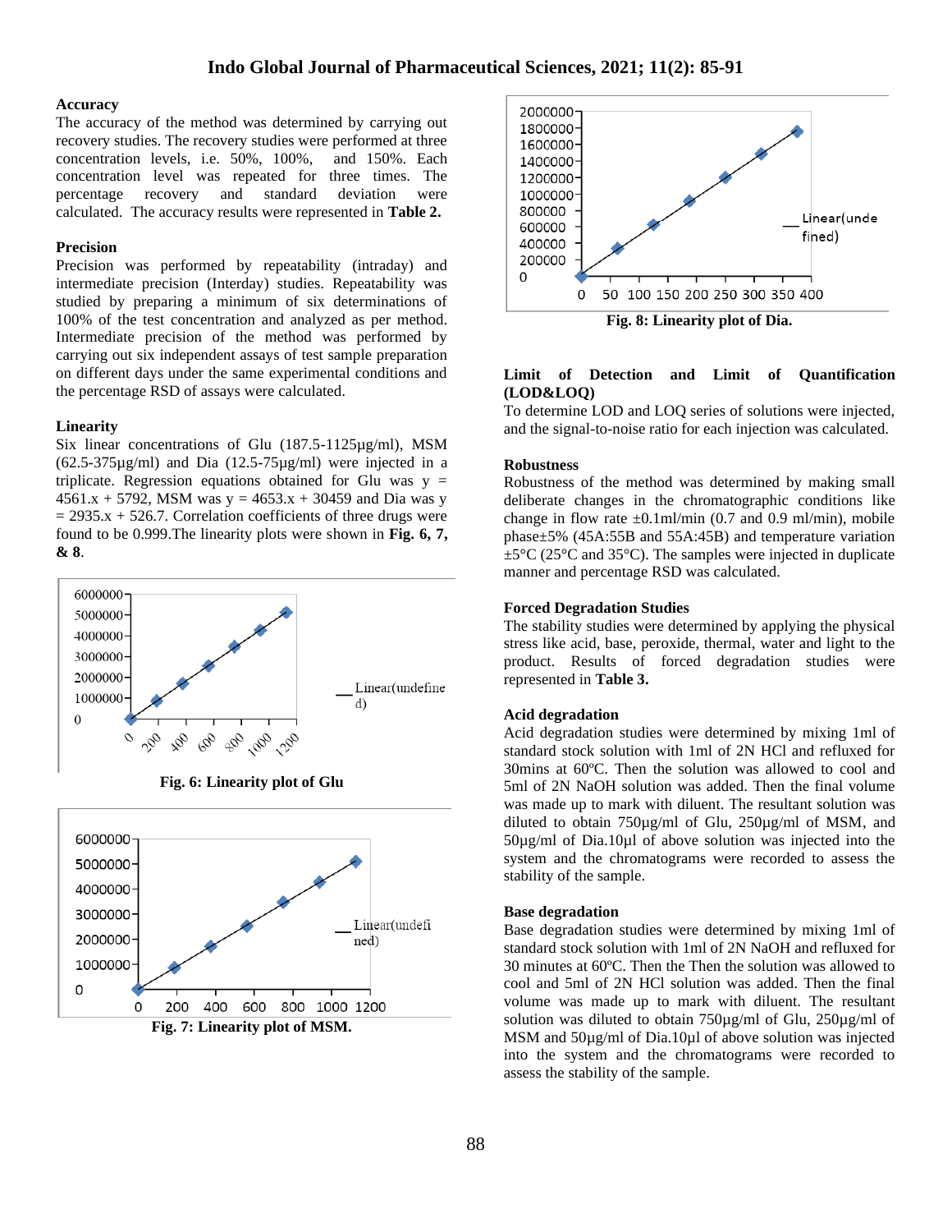### Accuracy

The accuracy of the method was determined by carrying out recovery studies. The recovery studies were performed at three concentration levels, i.e. 50%, 100%, and 150%. Each concentration level was repeated for three times. The percentage recovery and standard deviation were calculated. The accuracy results were represented in **Table 2.**

### Precision

Precision was performed by repeatability (intraday) and intermediate precision (Interday) studies. Repeatability was studied by preparing a minimum of six determinations of 100% of the test concentration and analyzed as per method. Intermediate precision of the method was performed by carrying out six independent assays of test sample preparation on different days under the same experimental conditions and the percentage RSD of assays were calculated.

### Linearity

Six linear concentrations of Glu (187.5-1125µg/ml), MSM (62.5-375µg/ml) and Dia (12.5-75µg/ml) were injected in a triplicate. Regression equations obtained for Glu was $y = 4561.x + 5792$, MSM was $y = 4653.x + 30459$ and Dia was $y = 2935.x + 526.7$. Correlation coefficients of three drugs were found to be 0.999.The linearity plots were shown in **Fig. 6, 7, & 8**.

**Fig. 6: Linearity plot of Glu**

**Fig. 7: Linearity plot of MSM.**

**Fig. 8: Linearity plot of Dia.**

### Limit of Detection and Limit of Quantification (LOD&LOQ)

To determine LOD and LOQ series of solutions were injected, and the signal-to-noise ratio for each injection was calculated.

### Robustness

Robustness of the method was determined by making small deliberate changes in the chromatographic conditions like change in flow rate ±0.1ml/min (0.7 and 0.9 ml/min), mobile phase±5% (45A:55B and 55A:45B) and temperature variation ±5°C (25°C and 35°C). The samples were injected in duplicate manner and percentage RSD was calculated.

### Forced Degradation Studies

The stability studies were determined by applying the physical stress like acid, base, peroxide, thermal, water and light to the product. Results of forced degradation studies were represented in **Table 3.**

### Acid degradation

Acid degradation studies were determined by mixing 1ml of standard stock solution with 1ml of 2N HCl and refluxed for 30mins at 60ºC. Then the solution was allowed to cool and 5ml of 2N NaOH solution was added. Then the final volume was made up to mark with diluent. The resultant solution was diluted to obtain 750µg/ml of Glu, 250µg/ml of MSM, and 50µg/ml of Dia.10µl of above solution was injected into the system and the chromatograms were recorded to assess the stability of the sample.

### Base degradation

Base degradation studies were determined by mixing 1ml of standard stock solution with 1ml of 2N NaOH and refluxed for 30 minutes at 60ºC. Then the Then the solution was allowed to cool and 5ml of 2N HCl solution was added. Then the final volume was made up to mark with diluent. The resultant solution was diluted to obtain 750µg/ml of Glu, 250µg/ml of MSM and 50µg/ml of Dia.10µl of above solution was injected into the system and the chromatograms were recorded to assess the stability of the sample.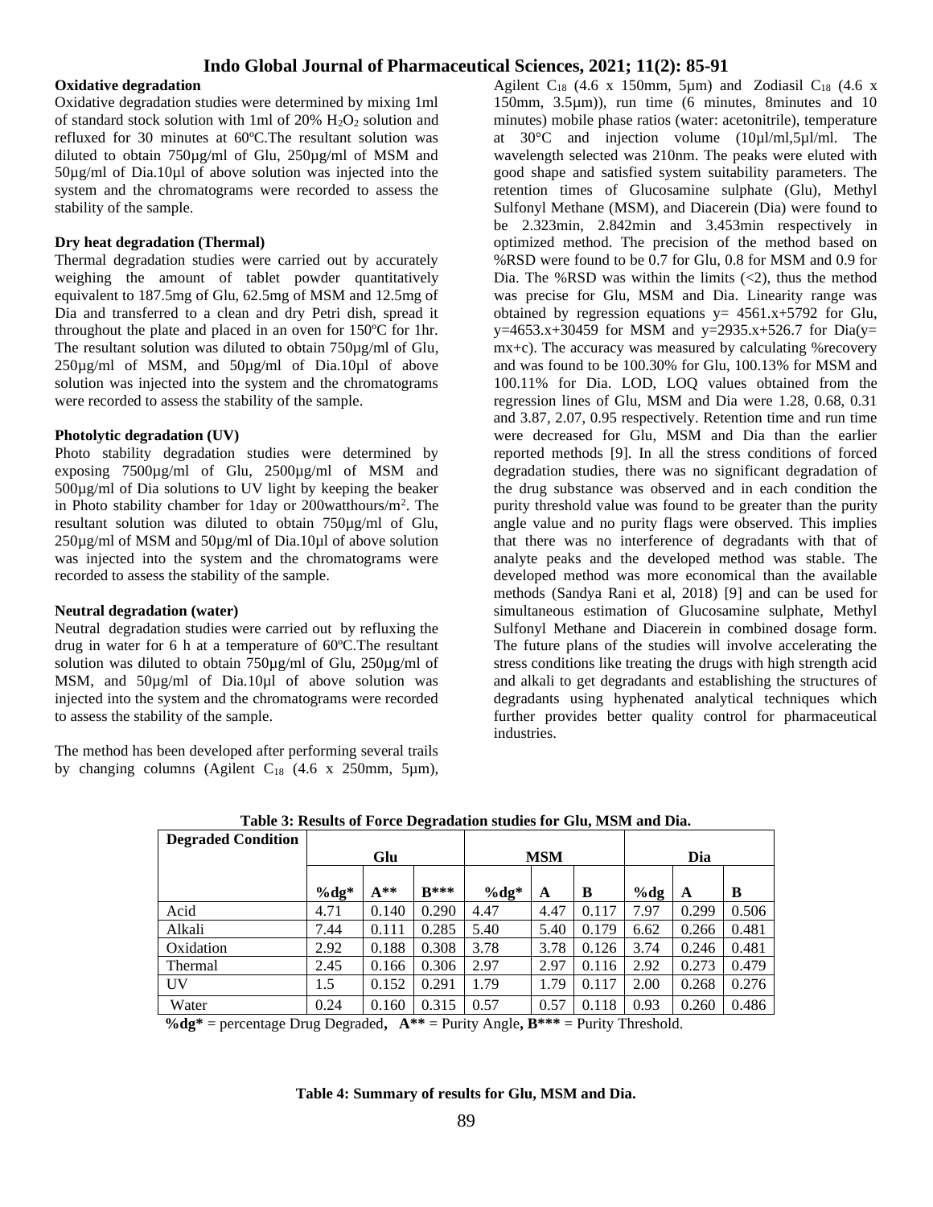### Oxidative degradation

Oxidative degradation studies were determined by mixing 1ml of standard stock solution with 1ml of 20% $H_2O_2$ solution and refluxed for 30 minutes at 60ºC.The resultant solution was diluted to obtain 750µg/ml of Glu, 250µg/ml of MSM and 50µg/ml of Dia.10µl of above solution was injected into the system and the chromatograms were recorded to assess the stability of the sample.

### Dry heat degradation (Thermal)

Thermal degradation studies were carried out by accurately weighing the amount of tablet powder quantitatively equivalent to 187.5mg of Glu, 62.5mg of MSM and 12.5mg of Dia and transferred to a clean and dry Petri dish, spread it throughout the plate and placed in an oven for 150ºC for 1hr. The resultant solution was diluted to obtain 750µg/ml of Glu, 250µg/ml of MSM, and 50µg/ml of Dia.10µl of above solution was injected into the system and the chromatograms were recorded to assess the stability of the sample.

### Photolytic degradation (UV)

Photo stability degradation studies were determined by exposing 7500µg/ml of Glu, 2500µg/ml of MSM and 500µg/ml of Dia solutions to UV light by keeping the beaker in Photo stability chamber for 1day or 200watthours/$m^2$. The resultant solution was diluted to obtain 750µg/ml of Glu, 250µg/ml of MSM and 50µg/ml of Dia.10µl of above solution was injected into the system and the chromatograms were recorded to assess the stability of the sample.

### Neutral degradation (water)

Neutral degradation studies were carried out by refluxing the drug in water for 6 h at a temperature of 60ºC.The resultant solution was diluted to obtain 750µg/ml of Glu, 250µg/ml of MSM, and 50µg/ml of Dia.10µl of above solution was injected into the system and the chromatograms were recorded to assess the stability of the sample.

The method has been developed after performing several trails by changing columns (Agilent $C_{18}$ (4.6 x 250mm, 5µm), Agilent $C_{18}$ (4.6 x 150mm, 5µm) and Zodiasil $C_{18}$ (4.6 x 150mm, 3.5µm)), run time (6 minutes, 8minutes and 10 minutes) mobile phase ratios (water: acetonitrile), temperature at 30°C and injection volume (10µl/ml,5µl/ml. The wavelength selected was 210nm. The peaks were eluted with good shape and satisfied system suitability parameters. The retention times of Glucosamine sulphate (Glu), Methyl Sulfonyl Methane (MSM), and Diacerein (Dia) were found to be 2.323min, 2.842min and 3.453min respectively in optimized method. The precision of the method based on %RSD were found to be 0.7 for Glu, 0.8 for MSM and 0.9 for Dia. The %RSD was within the limits (<2), thus the method was precise for Glu, MSM and Dia. Linearity range was obtained by regression equations y= 4561.x+5792 for Glu, y=4653.x+30459 for MSM and y=2935.x+526.7 for Dia(y= mx+c). The accuracy was measured by calculating %recovery and was found to be 100.30% for Glu, 100.13% for MSM and 100.11% for Dia. LOD, LOQ values obtained from the regression lines of Glu, MSM and Dia were 1.28, 0.68, 0.31 and 3.87, 2.07, 0.95 respectively. Retention time and run time were decreased for Glu, MSM and Dia than the earlier reported methods [9]. In all the stress conditions of forced degradation studies, there was no significant degradation of the drug substance was observed and in each condition the purity threshold value was found to be greater than the purity angle value and no purity flags were observed. This implies that there was no interference of degradants with that of analyte peaks and the developed method was stable. The developed method was more economical than the available methods (Sandya Rani et al, 2018) [9] and can be used for simultaneous estimation of Glucosamine sulphate, Methyl Sulfonyl Methane and Diacerein in combined dosage form. The future plans of the studies will involve accelerating the stress conditions like treating the drugs with high strength acid and alkali to get degradants and establishing the structures of degradants using hyphenated analytical techniques which further provides better quality control for pharmaceutical industries.

**Table 3: Results of Force Degradation studies for Glu, MSM and Dia.**

| Degraded Condition | Glu | | | MSM | | | Dia | | |
|---|---|---|---|---|---|---|---|---|---|
| | **%dg*** | **A**** | **B***** | **%dg*** | **A** | **B** | **%dg** | **A** | **B** |
| Acid | 4.71 | 0.140 | 0.290 | 4.47 | 4.47 | 0.117 | 7.97 | 0.299 | 0.506 |
| Alkali | 7.44 | 0.111 | 0.285 | 5.40 | 5.40 | 0.179 | 6.62 | 0.266 | 0.481 |
| Oxidation | 2.92 | 0.188 | 0.308 | 3.78 | 3.78 | 0.126 | 3.74 | 0.246 | 0.481 |
| Thermal | 2.45 | 0.166 | 0.306 | 2.97 | 2.97 | 0.116 | 2.92 | 0.273 | 0.479 |
| UV | 1.5 | 0.152 | 0.291 | 1.79 | 1.79 | 0.117 | 2.00 | 0.268 | 0.276 |
| Water | 0.24 | 0.160 | 0.315 | 0.57 | 0.57 | 0.118 | 0.93 | 0.260 | 0.486 |

**%dg*** = percentage Drug Degraded, **A**** = Purity Angle, **B***** = Purity Threshold.

**Table 4: Summary of results for Glu, MSM and Dia.**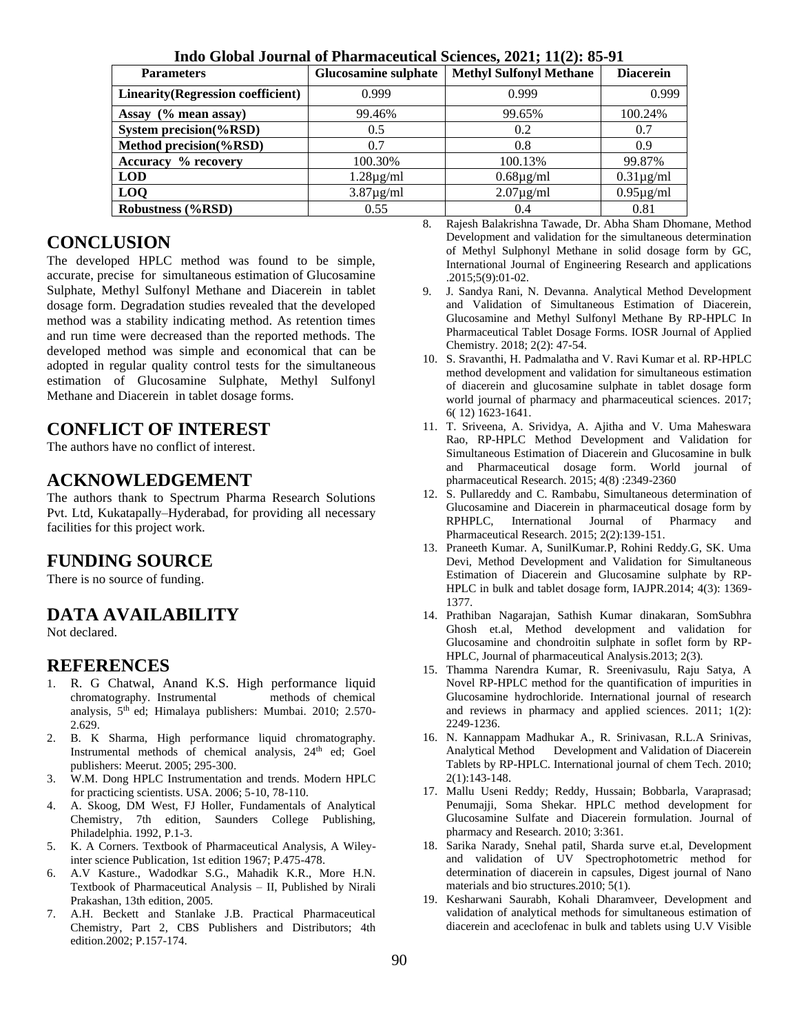| Parameters | Glucosamine sulphate | Methyl Sulfonyl Methane | Diacerein |
|---|---|---|---|
| Linearity(Regression coefficient) | 0.999 | 0.999 | 0.999 |
| Assay (% mean assay) | 99.46% | 99.65% | 100.24% |
| System precision(%RSD) | 0.5 | 0.2 | 0.7 |
| Method precision(%RSD) | 0.7 | 0.8 | 0.9 |
| Accuracy % recovery | 100.30% | 100.13% | 99.87% |
| LOD | 1.28µg/ml | 0.68µg/ml | 0.31µg/ml |
| LOQ | 3.87µg/ml | 2.07µg/ml | 0.95µg/ml |
| Robustness (%RSD) | 0.55 | 0.4 | 0.81 |

## CONCLUSION

The developed HPLC method was found to be simple, accurate, precise for simultaneous estimation of Glucosamine Sulphate, Methyl Sulfonyl Methane and Diacerein in tablet dosage form. Degradation studies revealed that the developed method was a stability indicating method. As retention times and run time were decreased than the reported methods. The developed method was simple and economical that can be adopted in regular quality control tests for the simultaneous estimation of Glucosamine Sulphate, Methyl Sulfonyl Methane and Diacerein in tablet dosage forms.

## CONFLICT OF INTEREST

The authors have no conflict of interest.

## ACKNOWLEDGEMENT

The authors thank to Spectrum Pharma Research Solutions Pvt. Ltd, Kukatapally–Hyderabad, for providing all necessary facilities for this project work.

## FUNDING SOURCE

There is no source of funding.

## DATA AVAILABILITY

Not declared.

## REFERENCES

1. R. G Chatwal, Anand K.S. High performance liquid chromatography. Instrumental methods of chemical analysis, 5th ed; Himalaya publishers: Mumbai. 2010; 2.570-2.629.
2. B. K Sharma, High performance liquid chromatography. Instrumental methods of chemical analysis, 24th ed; Goel publishers: Meerut. 2005; 295-300.
3. W.M. Dong HPLC Instrumentation and trends. Modern HPLC for practicing scientists. USA. 2006; 5-10, 78-110.
4. A. Skoog, DM West, FJ Holler, Fundamentals of Analytical Chemistry, 7th edition, Saunders College Publishing, Philadelphia. 1992, P.1-3.
5. K. A Corners. Textbook of Pharmaceutical Analysis, A Wiley-inter science Publication, 1st edition 1967; P.475-478.
6. A.V Kasture., Wadodkar S.G., Mahadik K.R., More H.N. Textbook of Pharmaceutical Analysis – II, Published by Nirali Prakashan, 13th edition, 2005.
7. A.H. Beckett and Stanlake J.B. Practical Pharmaceutical Chemistry, Part 2, CBS Publishers and Distributors; 4th edition.2002; P.157-174.
8. Rajesh Balakrishna Tawade, Dr. Abha Sham Dhomane, Method Development and validation for the simultaneous determination of Methyl Sulphonyl Methane in solid dosage form by GC, International Journal of Engineering Research and applications .2015;5(9):01-02.
9. J. Sandya Rani, N. Devanna. Analytical Method Development and Validation of Simultaneous Estimation of Diacerein, Glucosamine and Methyl Sulfonyl Methane By RP-HPLC In Pharmaceutical Tablet Dosage Forms. IOSR Journal of Applied Chemistry. 2018; 2(2): 47-54.
10. S. Sravanthi, H. Padmalatha and V. Ravi Kumar et al. RP-HPLC method development and validation for simultaneous estimation of diacerein and glucosamine sulphate in tablet dosage form world journal of pharmacy and pharmaceutical sciences. 2017; 6( 12) 1623-1641.
11. T. Sriveena, A. Srividya, A. Ajitha and V. Uma Maheswara Rao, RP-HPLC Method Development and Validation for Simultaneous Estimation of Diacerein and Glucosamine in bulk and Pharmaceutical dosage form. World journal of pharmaceutical Research. 2015; 4(8) :2349-2360
12. S. Pullareddy and C. Rambabu, Simultaneous determination of Glucosamine and Diacerein in pharmaceutical dosage form by RPHPLC, International Journal of Pharmacy and Pharmaceutical Research. 2015; 2(2):139-151.
13. Praneeth Kumar. A, SunilKumar.P, Rohini Reddy.G, SK. Uma Devi, Method Development and Validation for Simultaneous Estimation of Diacerein and Glucosamine sulphate by RP-HPLC in bulk and tablet dosage form, IAJPR.2014; 4(3): 1369-1377.
14. Prathiban Nagarajan, Sathish Kumar dinakaran, SomSubhra Ghosh et.al, Method development and validation for Glucosamine and chondroitin sulphate in soflet form by RP-HPLC, Journal of pharmaceutical Analysis.2013; 2(3).
15. Thamma Narendra Kumar, R. Sreenivasulu, Raju Satya, A Novel RP-HPLC method for the quantification of impurities in Glucosamine hydrochloride. International journal of research and reviews in pharmacy and applied sciences. 2011; 1(2): 2249-1236.
16. N. Kannappam Madhukar A., R. Srinivasan, R.L.A Srinivas, Analytical Method Development and Validation of Diacerein Tablets by RP-HPLC. International journal of chem Tech. 2010; 2(1):143-148.
17. Mallu Useni Reddy; Reddy, Hussain; Bobbarla, Varaprasad; Penumajji, Soma Shekar. HPLC method development for Glucosamine Sulfate and Diacerein formulation. Journal of pharmacy and Research. 2010; 3:361.
18. Sarika Narady, Snehal patil, Sharda surve et.al, Development and validation of UV Spectrophotometric method for determination of diacerein in capsules, Digest journal of Nano materials and bio structures.2010; 5(1).
19. Kesharwani Saurabh, Kohali Dharamveer, Development and validation of analytical methods for simultaneous estimation of diacerein and aceclofenac in bulk and tablets using U.V Visible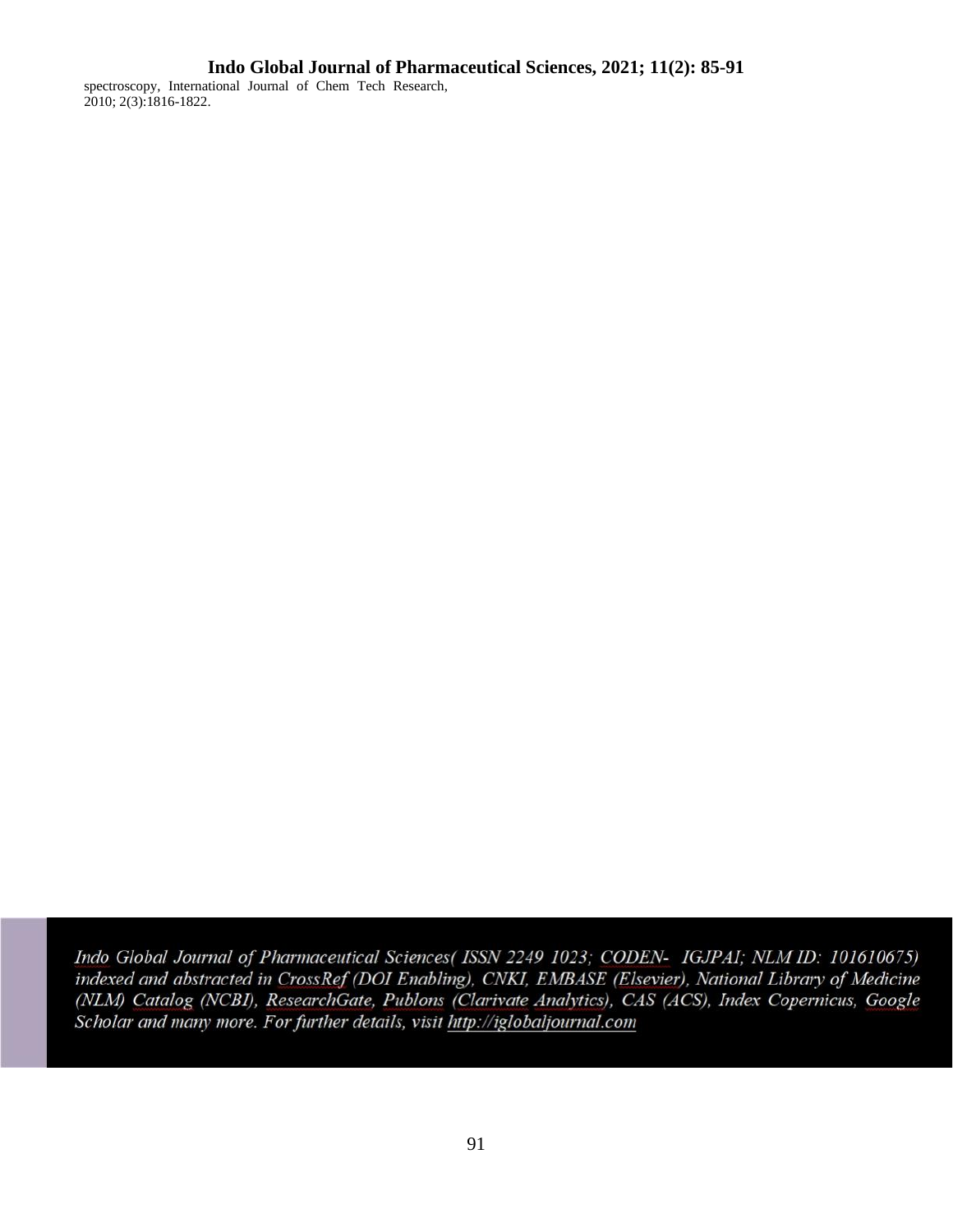spectroscopy, International Journal of Chem Tech Research, 2010; 2(3):1816-1822.

*Indo Global Journal of Pharmaceutical Sciences( ISSN 2249 1023; CODEN- IGJPAI; NLM ID: 101610675) indexed and abstracted in CrossRef (DOI Enabling), CNKI, EMBASE (Elsevier), National Library of Medicine (NLM) Catalog (NCBI), ResearchGate, Publons (Clarivate Analytics), CAS (ACS), Index Copernicus, Google Scholar and many more. For further details, visit http://iglobaljournal.com*